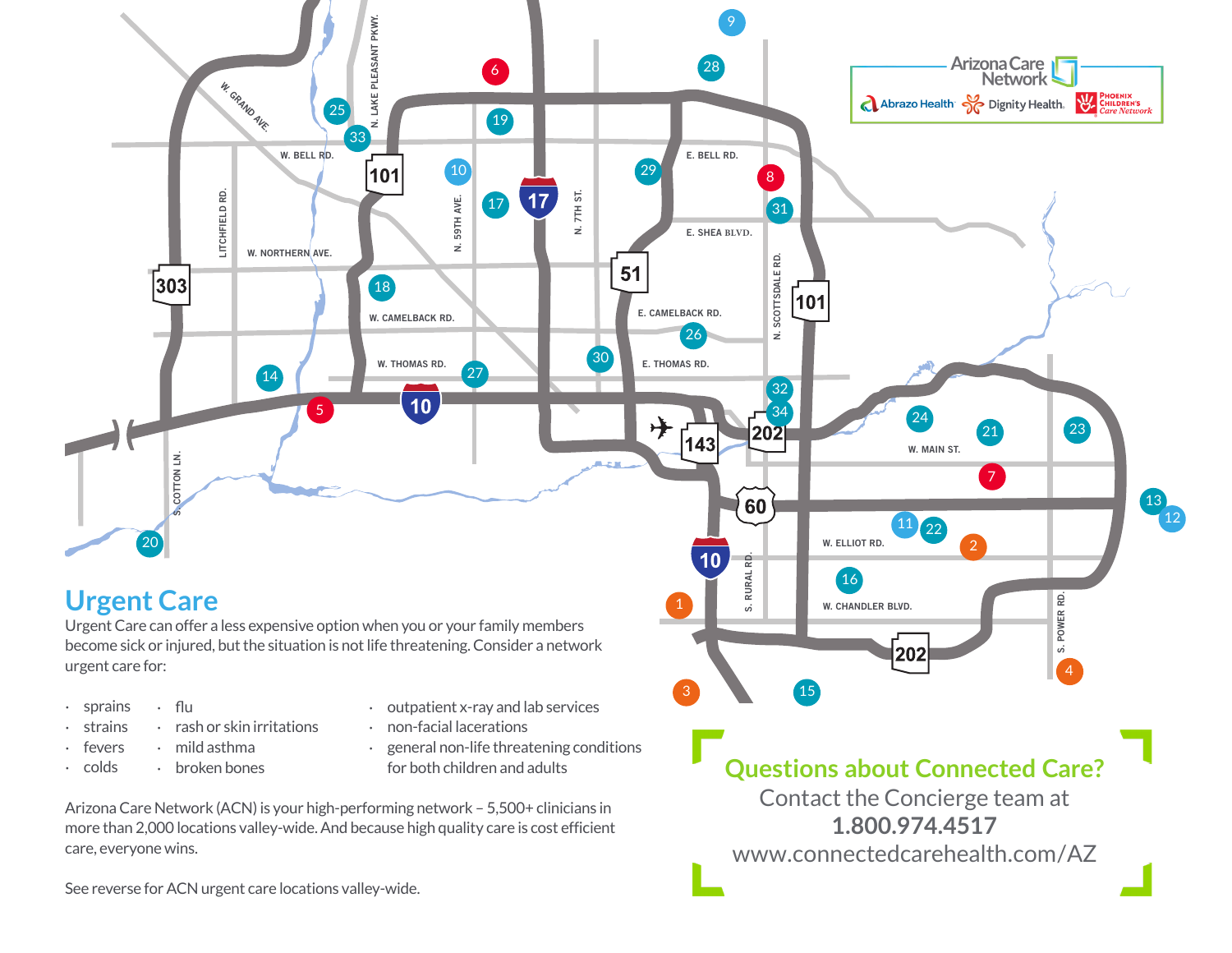Arizona Care Network

Abrazo Health · Dignity Health · Phoenix Children's Care Network

## Urgent Care

Urgent Care can offer a less expensive option when you or your family members become sick or injured, but the situation is not life threatening. Consider a network urgent care for:

- sprains
- strains
- fevers
- colds
- flu
- rash or skin irritations
- mild asthma
- broken bones
- outpatient x-ray and lab services
- non-facial lacerations
- general non-life threatening conditions for both children and adults

Arizona Care Network (ACN) is your high-performing network – 5,500+ clinicians in more than 2,000 locations valley-wide. And because high quality care is cost efficient care, everyone wins.

See reverse for ACN urgent care locations valley-wide.

**Questions about Connected Care?**

Contact the Concierge team at

**1.800.974.4517**

www.connectedcarehealth.com/AZ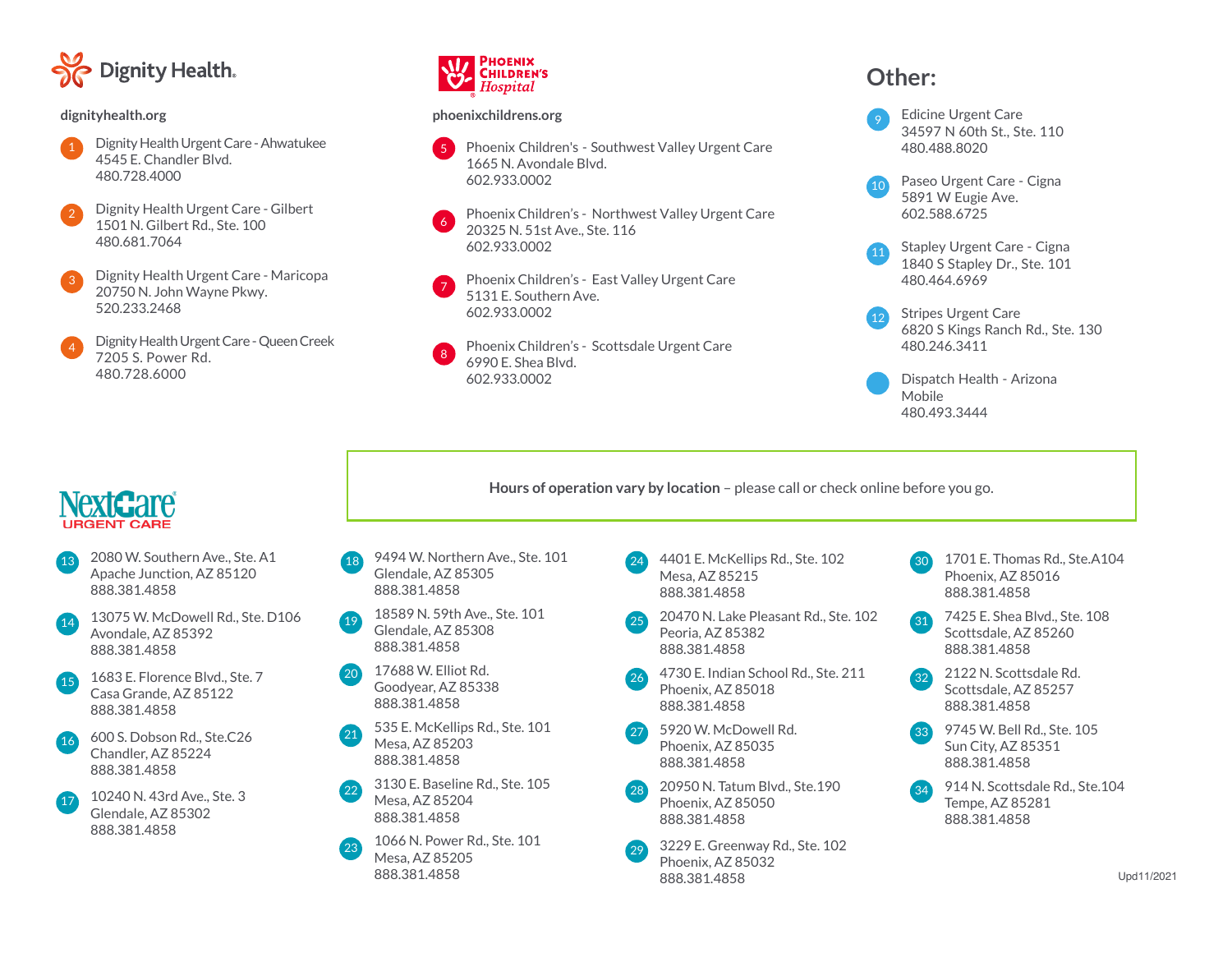## Dignity Health

dignityhealth.org

1. Dignity Health Urgent Care - Ahwatukee
   4545 E. Chandler Blvd.
   480.728.4000

2. Dignity Health Urgent Care - Gilbert
   1501 N. Gilbert Rd., Ste. 100
   480.681.7064

3. Dignity Health Urgent Care - Maricopa
   20750 N. John Wayne Pkwy.
   520.233.2468

4. Dignity Health Urgent Care - Queen Creek
   7205 S. Power Rd.
   480.728.6000

## Phoenix Children's Hospital

phoenixchildrens.org

5. Phoenix Children's - Southwest Valley Urgent Care
   1665 N. Avondale Blvd.
   602.933.0002

6. Phoenix Children's - Northwest Valley Urgent Care
   20325 N. 51st Ave., Ste. 116
   602.933.0002

7. Phoenix Children's - East Valley Urgent Care
   5131 E. Southern Ave.
   602.933.0002

8. Phoenix Children's - Scottsdale Urgent Care
   6990 E. Shea Blvd.
   602.933.0002

## Other:

9. Edicine Urgent Care
   34597 N 60th St., Ste. 110
   480.488.8020

10. Paseo Urgent Care - Cigna
    5891 W Eugie Ave.
    602.588.6725

11. Stapley Urgent Care - Cigna
    1840 S Stapley Dr., Ste. 101
    480.464.6969

12. Stripes Urgent Care
    6820 S Kings Ranch Rd., Ste. 130
    480.246.3411

- Dispatch Health - Arizona Mobile
  480.493.3444

**Hours of operation vary by location** – please call or check online before you go.

## NextCare Urgent Care

13. 2080 W. Southern Ave., Ste. A1
    Apache Junction, AZ 85120
    888.381.4858

14. 13075 W. McDowell Rd., Ste. D106
    Avondale, AZ 85392
    888.381.4858

15. 1683 E. Florence Blvd., Ste. 7
    Casa Grande, AZ 85122
    888.381.4858

16. 600 S. Dobson Rd., Ste.C26
    Chandler, AZ 85224
    888.381.4858

17. 10240 N. 43rd Ave., Ste. 3
    Glendale, AZ 85302
    888.381.4858

18. 9494 W. Northern Ave., Ste. 101
    Glendale, AZ 85305
    888.381.4858

19. 18589 N. 59th Ave., Ste. 101
    Glendale, AZ 85308
    888.381.4858

20. 17688 W. Elliot Rd.
    Goodyear, AZ 85338
    888.381.4858

21. 535 E. McKellips Rd., Ste. 101
    Mesa, AZ 85203
    888.381.4858

22. 3130 E. Baseline Rd., Ste. 105
    Mesa, AZ 85204
    888.381.4858

23. 1066 N. Power Rd., Ste. 101
    Mesa, AZ 85205
    888.381.4858

24. 4401 E. McKellips Rd., Ste. 102
    Mesa, AZ 85215
    888.381.4858

25. 20470 N. Lake Pleasant Rd., Ste. 102
    Peoria, AZ 85382
    888.381.4858

26. 4730 E. Indian School Rd., Ste. 211
    Phoenix, AZ 85018
    888.381.4858

27. 5920 W. McDowell Rd.
    Phoenix, AZ 85035
    888.381.4858

28. 20950 N. Tatum Blvd., Ste.190
    Phoenix, AZ 85050
    888.381.4858

29. 3229 E. Greenway Rd., Ste. 102
    Phoenix, AZ 85032
    888.381.4858

30. 1701 E. Thomas Rd., Ste.A104
    Phoenix, AZ 85016
    888.381.4858

31. 7425 E. Shea Blvd., Ste. 108
    Scottsdale, AZ 85260
    888.381.4858

32. 2122 N. Scottsdale Rd.
    Scottsdale, AZ 85257
    888.381.4858

33. 9745 W. Bell Rd., Ste. 105
    Sun City, AZ 85351
    888.381.4858

34. 914 N. Scottsdale Rd., Ste.104
    Tempe, AZ 85281
    888.381.4858

Upd11/2021